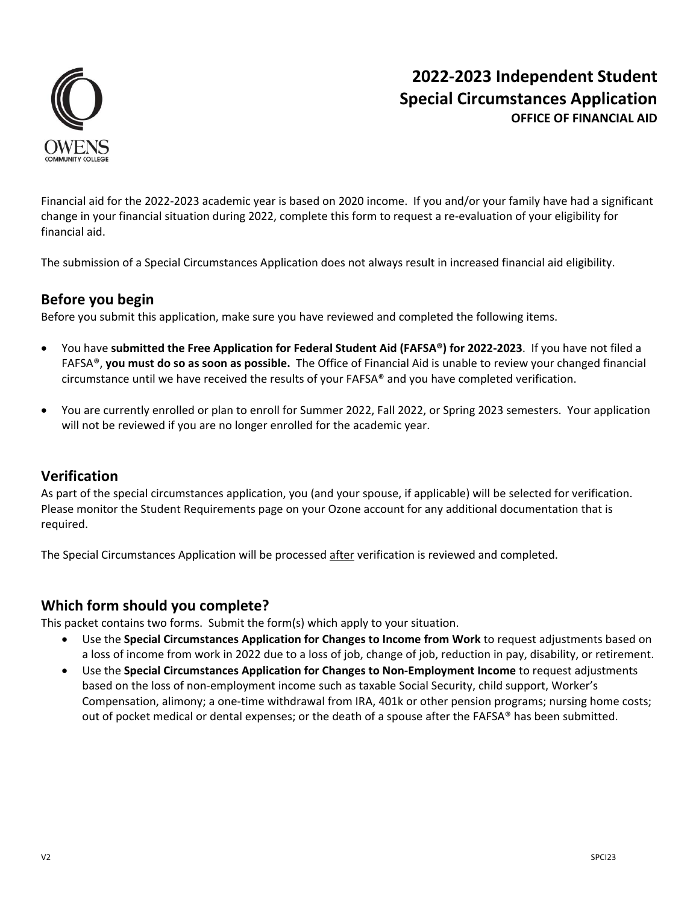# 2022-2023 Independent Student Special Circumstances Application

**OFFICE OF FINANCIAL AID**

Financial aid for the 2022-2023 academic year is based on 2020 income. If you and/or your family have had a significant change in your financial situation during 2022, complete this form to request a re-evaluation of your eligibility for financial aid.

The submission of a Special Circumstances Application does not always result in increased financial aid eligibility.

## Before you begin

Before you submit this application, make sure you have reviewed and completed the following items.

- You have **submitted the Free Application for Federal Student Aid (FAFSA®) for 2022-2023**. If you have not filed a FAFSA®, **you must do so as soon as possible.** The Office of Financial Aid is unable to review your changed financial circumstance until we have received the results of your FAFSA® and you have completed verification.
- You are currently enrolled or plan to enroll for Summer 2022, Fall 2022, or Spring 2023 semesters. Your application will not be reviewed if you are no longer enrolled for the academic year.

## Verification

As part of the special circumstances application, you (and your spouse, if applicable) will be selected for verification. Please monitor the Student Requirements page on your Ozone account for any additional documentation that is required.

The Special Circumstances Application will be processed after verification is reviewed and completed.

## Which form should you complete?

This packet contains two forms. Submit the form(s) which apply to your situation.

- Use the **Special Circumstances Application for Changes to Income from Work** to request adjustments based on a loss of income from work in 2022 due to a loss of job, change of job, reduction in pay, disability, or retirement.
- Use the **Special Circumstances Application for Changes to Non-Employment Income** to request adjustments based on the loss of non-employment income such as taxable Social Security, child support, Worker's Compensation, alimony; a one-time withdrawal from IRA, 401k or other pension programs; nursing home costs; out of pocket medical or dental expenses; or the death of a spouse after the FAFSA® has been submitted.

V2 SPCI23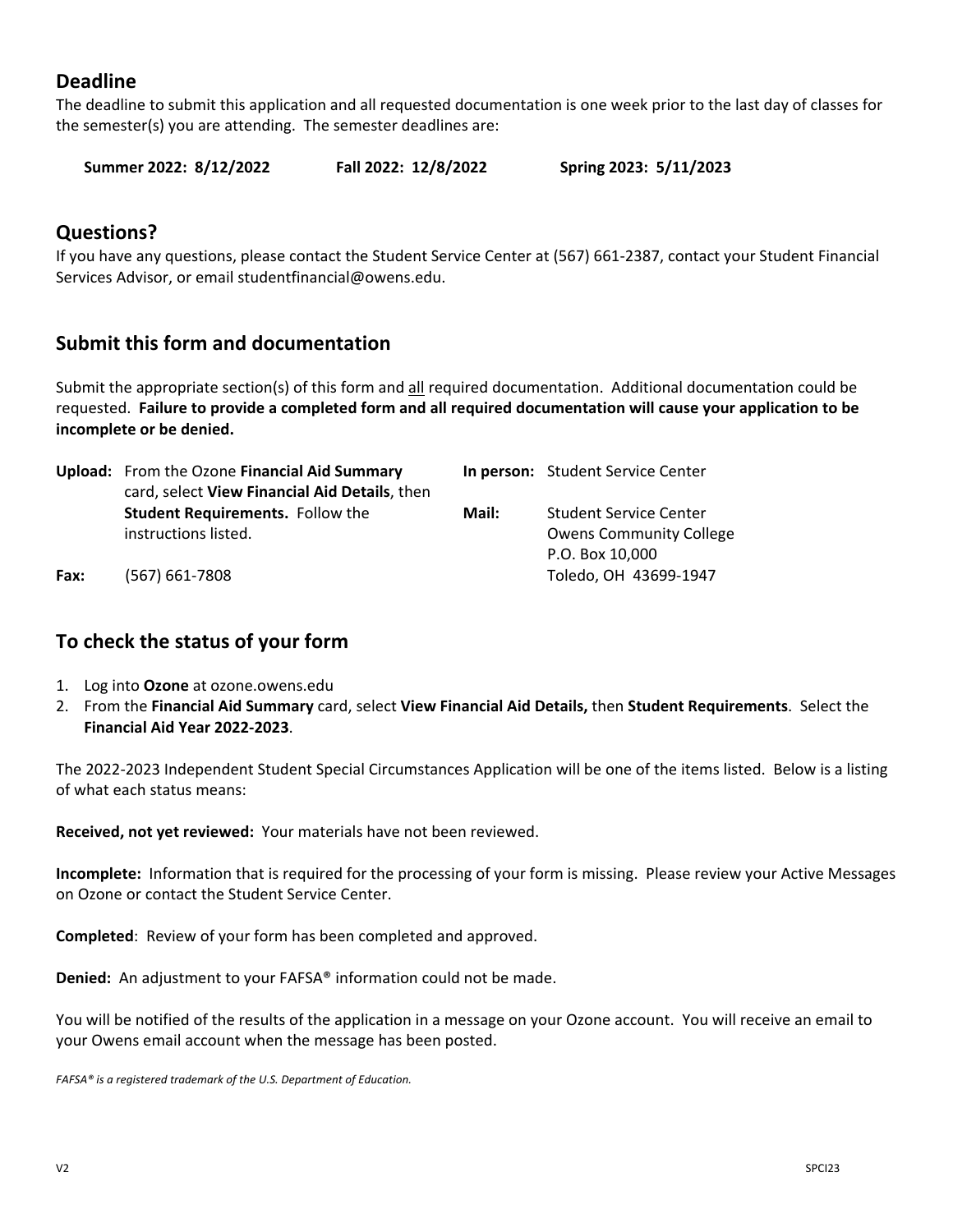## Deadline

The deadline to submit this application and all requested documentation is one week prior to the last day of classes for the semester(s) you are attending. The semester deadlines are:

**Summer 2022: 8/12/2022** **Fall 2022: 12/8/2022** **Spring 2023: 5/11/2023**

## Questions?

If you have any questions, please contact the Student Service Center at (567) 661-2387, contact your Student Financial Services Advisor, or email studentfinancial@owens.edu.

## Submit this form and documentation

Submit the appropriate section(s) of this form and all required documentation. Additional documentation could be requested. **Failure to provide a completed form and all required documentation will cause your application to be incomplete or be denied.**

**Upload:** From the Ozone **Financial Aid Summary** card, select **View Financial Aid Details**, then **Student Requirements.** Follow the instructions listed.

**Fax:** (567) 661-7808

**In person:** Student Service Center

**Mail:** Student Service Center
Owens Community College
P.O. Box 10,000
Toledo, OH 43699-1947

## To check the status of your form

1. Log into **Ozone** at ozone.owens.edu
2. From the **Financial Aid Summary** card, select **View Financial Aid Details,** then **Student Requirements**. Select the **Financial Aid Year 2022-2023**.

The 2022-2023 Independent Student Special Circumstances Application will be one of the items listed. Below is a listing of what each status means:

**Received, not yet reviewed:** Your materials have not been reviewed.

**Incomplete:** Information that is required for the processing of your form is missing. Please review your Active Messages on Ozone or contact the Student Service Center.

**Completed**: Review of your form has been completed and approved.

**Denied:** An adjustment to your FAFSA® information could not be made.

You will be notified of the results of the application in a message on your Ozone account. You will receive an email to your Owens email account when the message has been posted.

*FAFSA® is a registered trademark of the U.S. Department of Education.*

V2 SPCI23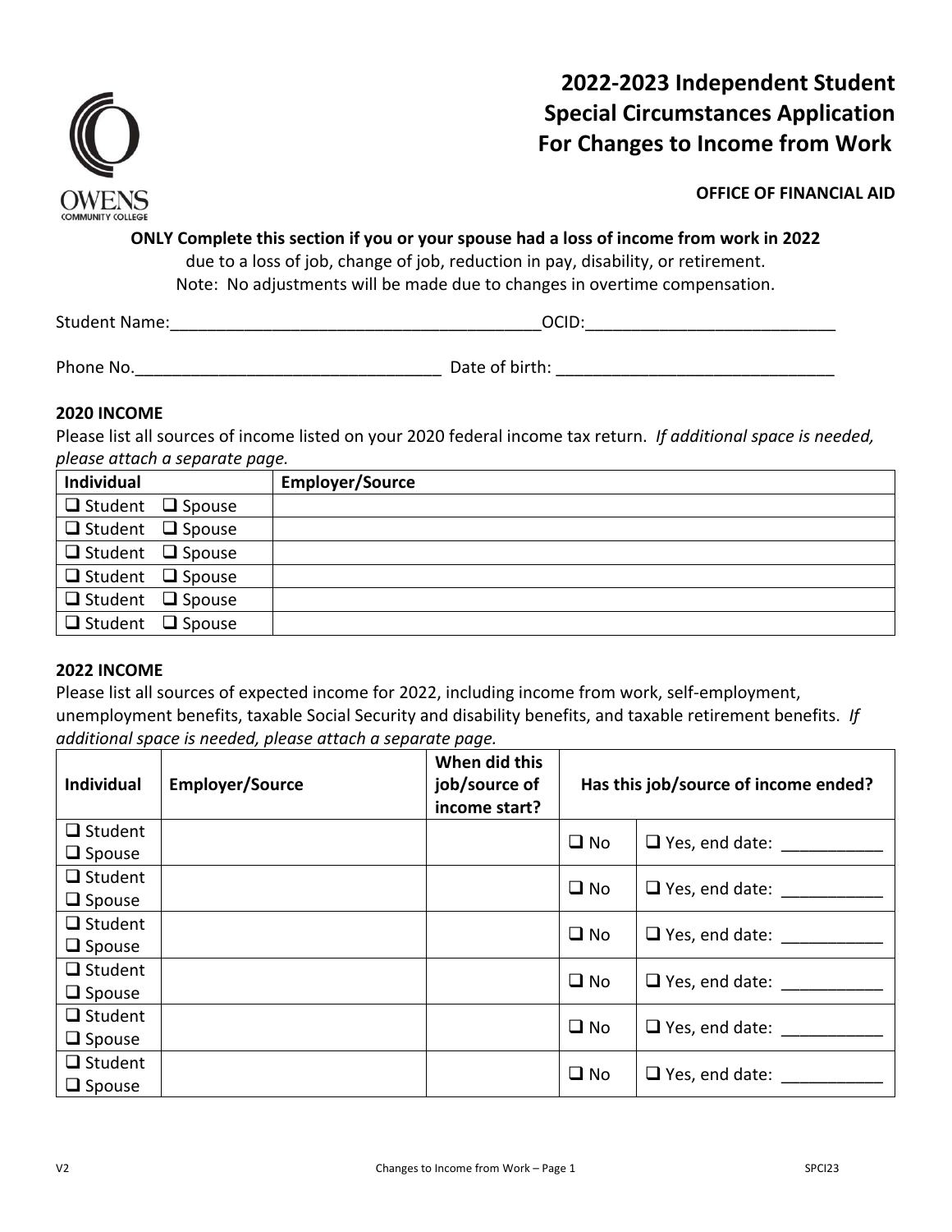# 2022-2023 Independent Student Special Circumstances Application For Changes to Income from Work

**OFFICE OF FINANCIAL AID**

**ONLY Complete this section if you or your spouse had a loss of income from work in 2022**
due to a loss of job, change of job, reduction in pay, disability, or retirement.
Note: No adjustments will be made due to changes in overtime compensation.

Student Name:________________________________________OCID:___________________________

Phone No.________________________________ Date of birth: ______________________________

## 2020 INCOME

Please list all sources of income listed on your 2020 federal income tax return. *If additional space is needed, please attach a separate page.*

| Individual | Employer/Source |
| --- | --- |
| ❑ Student ❑ Spouse | |
| ❑ Student ❑ Spouse | |
| ❑ Student ❑ Spouse | |
| ❑ Student ❑ Spouse | |
| ❑ Student ❑ Spouse | |
| ❑ Student ❑ Spouse | |

## 2022 INCOME

Please list all sources of expected income for 2022, including income from work, self-employment, unemployment benefits, taxable Social Security and disability benefits, and taxable retirement benefits. *If additional space is needed, please attach a separate page.*

| Individual | Employer/Source | When did this job/source of income start? | Has this job/source of income ended? | |
| --- | --- | --- | --- | --- |
| ❑ Student ❑ Spouse | | | ❑ No | ❑ Yes, end date: ___________ |
| ❑ Student ❑ Spouse | | | ❑ No | ❑ Yes, end date: ___________ |
| ❑ Student ❑ Spouse | | | ❑ No | ❑ Yes, end date: ___________ |
| ❑ Student ❑ Spouse | | | ❑ No | ❑ Yes, end date: ___________ |
| ❑ Student ❑ Spouse | | | ❑ No | ❑ Yes, end date: ___________ |
| ❑ Student ❑ Spouse | | | ❑ No | ❑ Yes, end date: ___________ |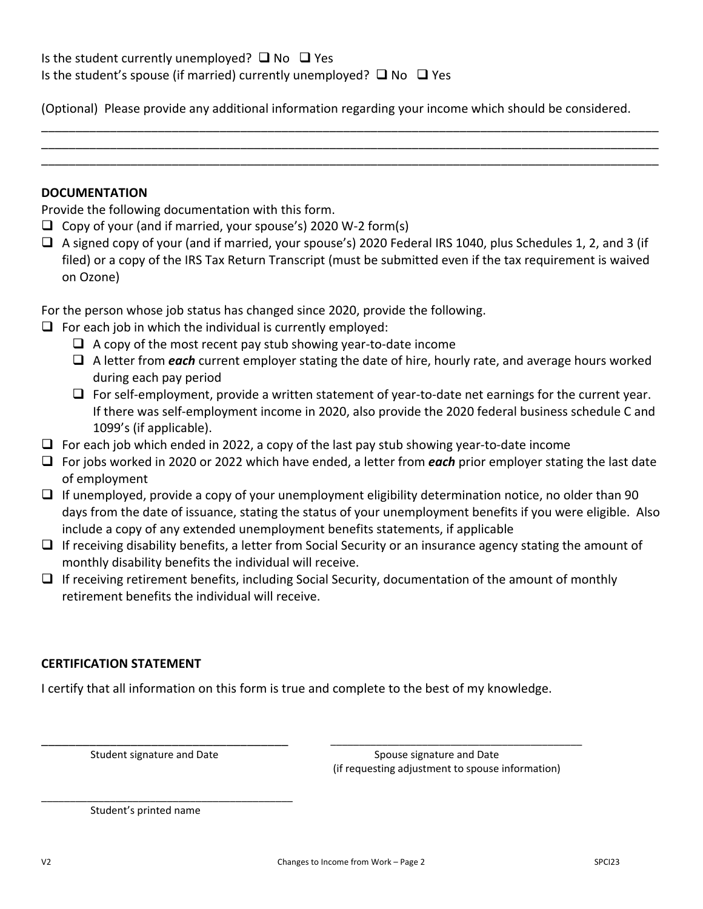Is the student currently unemployed? ☐ No ☐ Yes
Is the student's spouse (if married) currently unemployed? ☐ No ☐ Yes

(Optional) Please provide any additional information regarding your income which should be considered.

______________________________________________________________________________________
______________________________________________________________________________________
______________________________________________________________________________________

**DOCUMENTATION**

Provide the following documentation with this form.

- ☐ Copy of your (and if married, your spouse's) 2020 W-2 form(s)
- ☐ A signed copy of your (and if married, your spouse's) 2020 Federal IRS 1040, plus Schedules 1, 2, and 3 (if filed) or a copy of the IRS Tax Return Transcript (must be submitted even if the tax requirement is waived on Ozone)

For the person whose job status has changed since 2020, provide the following.

- ☐ For each job in which the individual is currently employed:
  - ☐ A copy of the most recent pay stub showing year-to-date income
  - ☐ A letter from ***each*** current employer stating the date of hire, hourly rate, and average hours worked during each pay period
  - ☐ For self-employment, provide a written statement of year-to-date net earnings for the current year. If there was self-employment income in 2020, also provide the 2020 federal business schedule C and 1099's (if applicable).
- ☐ For each job which ended in 2022, a copy of the last pay stub showing year-to-date income
- ☐ For jobs worked in 2020 or 2022 which have ended, a letter from ***each*** prior employer stating the last date of employment
- ☐ If unemployed, provide a copy of your unemployment eligibility determination notice, no older than 90 days from the date of issuance, stating the status of your unemployment benefits if you were eligible. Also include a copy of any extended unemployment benefits statements, if applicable
- ☐ If receiving disability benefits, a letter from Social Security or an insurance agency stating the amount of monthly disability benefits the individual will receive.
- ☐ If receiving retirement benefits, including Social Security, documentation of the amount of monthly retirement benefits the individual will receive.

**CERTIFICATION STATEMENT**

I certify that all information on this form is true and complete to the best of my knowledge.

_______________________________________ Student signature and Date

_______________________________________ Spouse signature and Date (if requesting adjustment to spouse information)

_______________________________________ Student's printed name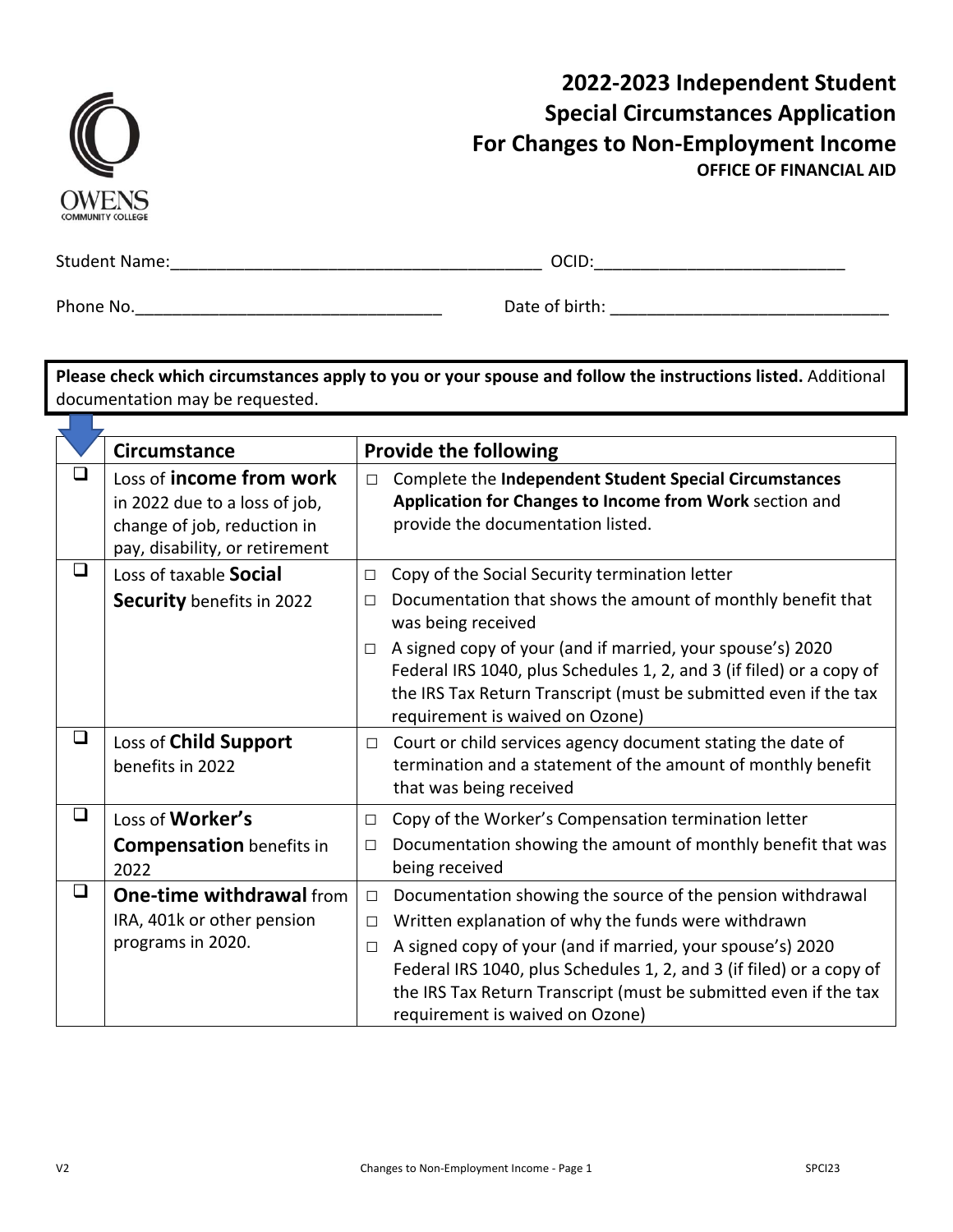OWENS
COMMUNITY COLLEGE

# 2022-2023 Independent Student Special Circumstances Application For Changes to Non-Employment Income

**OFFICE OF FINANCIAL AID**

Student Name:_________________________________________ OCID:___________________________

Phone No.__________________________________ Date of birth: ______________________________

**Please check which circumstances apply to you or your spouse and follow the instructions listed.** Additional documentation may be requested.

| | Circumstance | Provide the following |
|---|---|---|
| ❑ | Loss of **income from work** in 2022 due to a loss of job, change of job, reduction in pay, disability, or retirement | □ Complete the **Independent Student Special Circumstances Application for Changes to Income from Work** section and provide the documentation listed. |
| ❑ | Loss of taxable **Social Security** benefits in 2022 | □ Copy of the Social Security termination letter<br>□ Documentation that shows the amount of monthly benefit that was being received<br>□ A signed copy of your (and if married, your spouse's) 2020 Federal IRS 1040, plus Schedules 1, 2, and 3 (if filed) or a copy of the IRS Tax Return Transcript (must be submitted even if the tax requirement is waived on Ozone) |
| ❑ | Loss of **Child Support** benefits in 2022 | □ Court or child services agency document stating the date of termination and a statement of the amount of monthly benefit that was being received |
| ❑ | Loss of **Worker's Compensation** benefits in 2022 | □ Copy of the Worker's Compensation termination letter<br>□ Documentation showing the amount of monthly benefit that was being received |
| ❑ | **One-time withdrawal** from IRA, 401k or other pension programs in 2020. | □ Documentation showing the source of the pension withdrawal<br>□ Written explanation of why the funds were withdrawn<br>□ A signed copy of your (and if married, your spouse's) 2020 Federal IRS 1040, plus Schedules 1, 2, and 3 (if filed) or a copy of the IRS Tax Return Transcript (must be submitted even if the tax requirement is waived on Ozone) |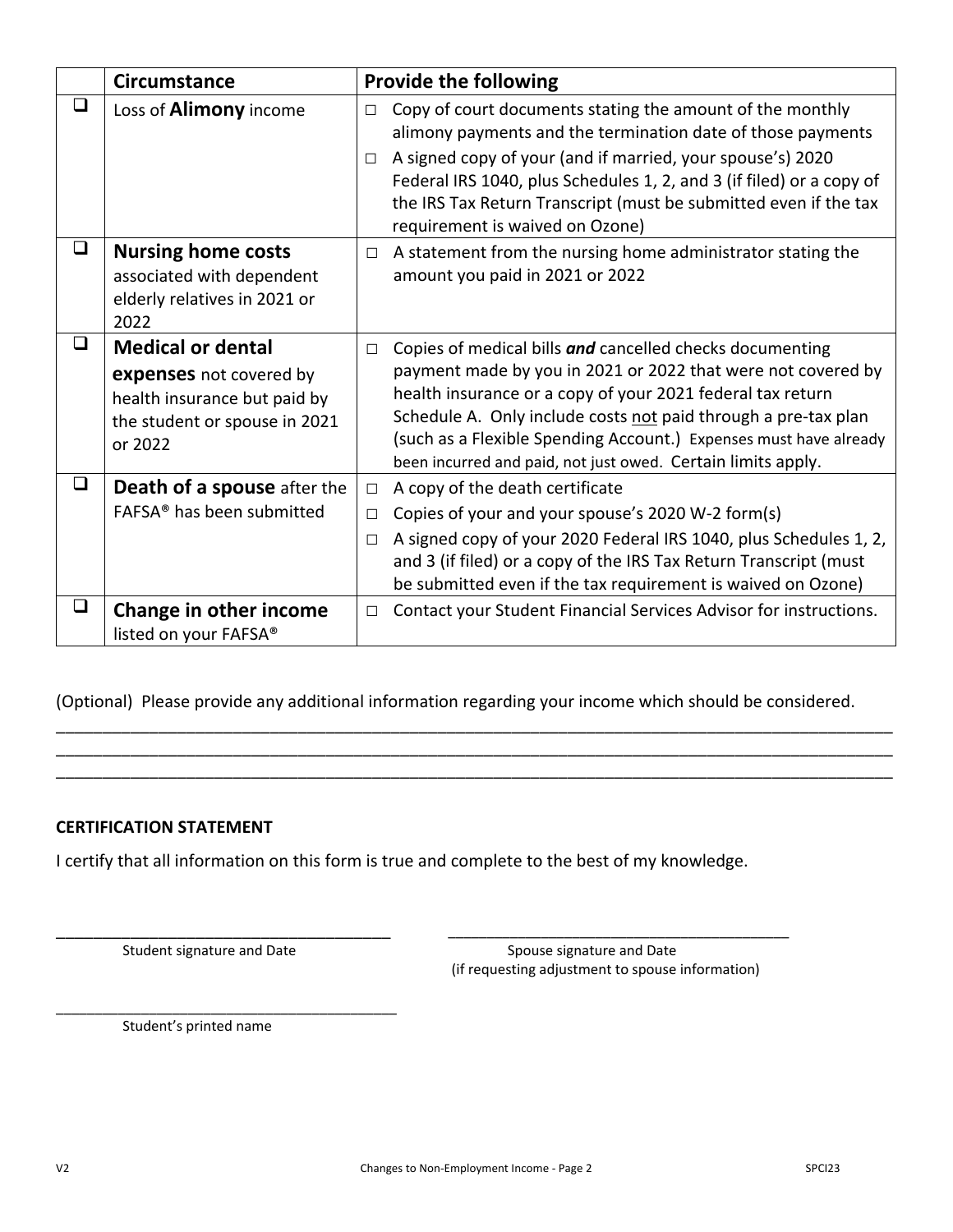| | Circumstance | Provide the following |
|---|---|---|
| ❑ | Loss of **Alimony** income | □ Copy of court documents stating the amount of the monthly alimony payments and the termination date of those payments<br>□ A signed copy of your (and if married, your spouse's) 2020 Federal IRS 1040, plus Schedules 1, 2, and 3 (if filed) or a copy of the IRS Tax Return Transcript (must be submitted even if the tax requirement is waived on Ozone) |
| ❑ | **Nursing home costs** associated with dependent elderly relatives in 2021 or 2022 | □ A statement from the nursing home administrator stating the amount you paid in 2021 or 2022 |
| ❑ | **Medical or dental expenses** not covered by health insurance but paid by the student or spouse in 2021 or 2022 | □ Copies of medical bills ***and*** cancelled checks documenting payment made by you in 2021 or 2022 that were not covered by health insurance or a copy of your 2021 federal tax return Schedule A. Only include costs <u>not</u> paid through a pre-tax plan (such as a Flexible Spending Account.) Expenses must have already been incurred and paid, not just owed. Certain limits apply. |
| ❑ | **Death of a spouse** after the FAFSA® has been submitted | □ A copy of the death certificate<br>□ Copies of your and your spouse's 2020 W-2 form(s)<br>□ A signed copy of your 2020 Federal IRS 1040, plus Schedules 1, 2, and 3 (if filed) or a copy of the IRS Tax Return Transcript (must be submitted even if the tax requirement is waived on Ozone) |
| ❑ | **Change in other income** listed on your FAFSA® | □ Contact your Student Financial Services Advisor for instructions. |

(Optional) Please provide any additional information regarding your income which should be considered.

______________________________________________________________________________________

______________________________________________________________________________________

______________________________________________________________________________________

**CERTIFICATION STATEMENT**

I certify that all information on this form is true and complete to the best of my knowledge.

_______________________________________ Student signature and Date

_______________________________________ Spouse signature and Date (if requesting adjustment to spouse information)

_______________________________________ Student's printed name